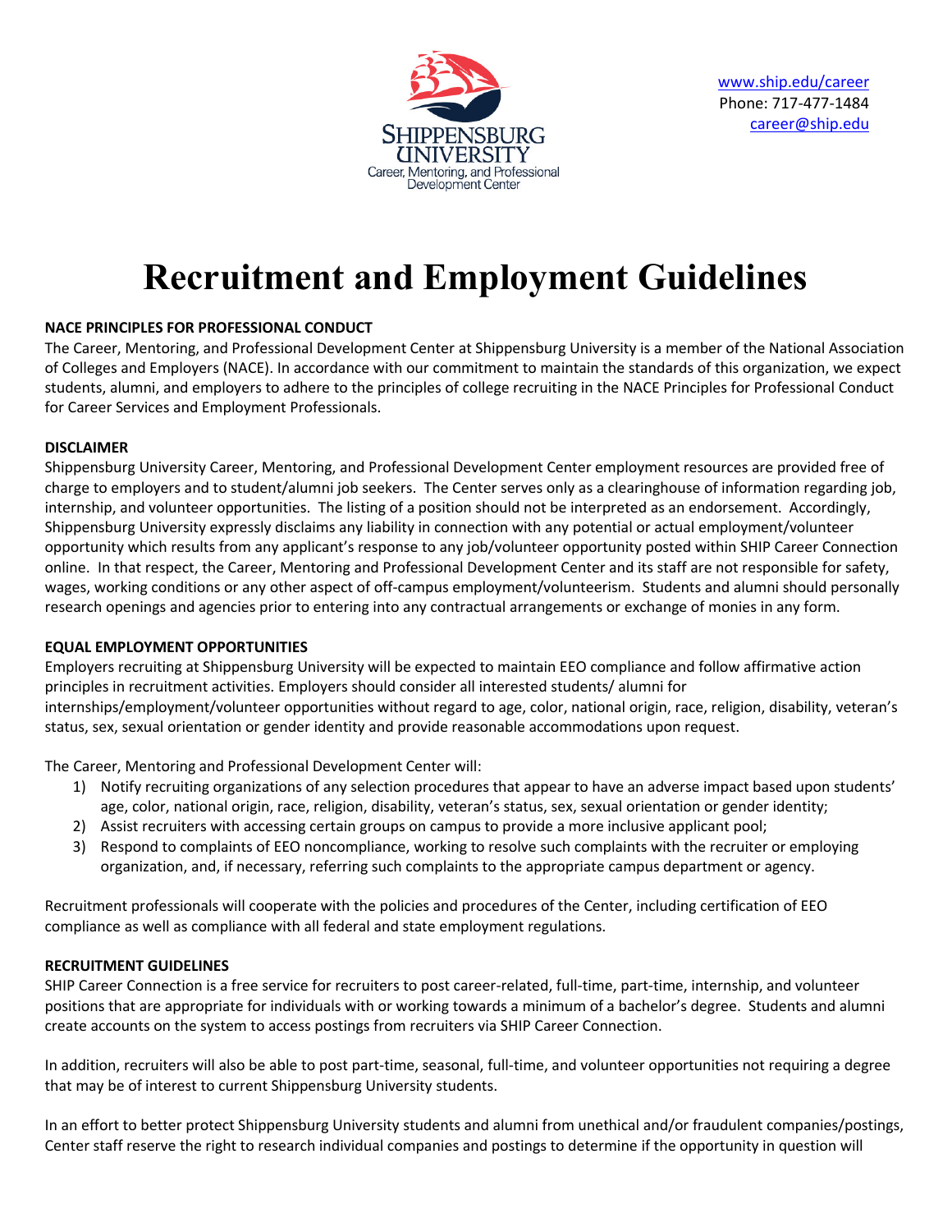Shippensburg University
Career, Mentoring, and Professional Development Center

[www.ship.edu/career](http://www.ship.edu/career)
Phone: 717-477-1484
[career@ship.edu](mailto:career@ship.edu)

# Recruitment and Employment Guidelines

**NACE PRINCIPLES FOR PROFESSIONAL CONDUCT**

The Career, Mentoring, and Professional Development Center at Shippensburg University is a member of the National Association of Colleges and Employers (NACE). In accordance with our commitment to maintain the standards of this organization, we expect students, alumni, and employers to adhere to the principles of college recruiting in the NACE Principles for Professional Conduct for Career Services and Employment Professionals.

**DISCLAIMER**

Shippensburg University Career, Mentoring, and Professional Development Center employment resources are provided free of charge to employers and to student/alumni job seekers. The Center serves only as a clearinghouse of information regarding job, internship, and volunteer opportunities. The listing of a position should not be interpreted as an endorsement. Accordingly, Shippensburg University expressly disclaims any liability in connection with any potential or actual employment/volunteer opportunity which results from any applicant's response to any job/volunteer opportunity posted within SHIP Career Connection online. In that respect, the Career, Mentoring and Professional Development Center and its staff are not responsible for safety, wages, working conditions or any other aspect of off-campus employment/volunteerism. Students and alumni should personally research openings and agencies prior to entering into any contractual arrangements or exchange of monies in any form.

**EQUAL EMPLOYMENT OPPORTUNITIES**

Employers recruiting at Shippensburg University will be expected to maintain EEO compliance and follow affirmative action principles in recruitment activities. Employers should consider all interested students/ alumni for internships/employment/volunteer opportunities without regard to age, color, national origin, race, religion, disability, veteran's status, sex, sexual orientation or gender identity and provide reasonable accommodations upon request.

The Career, Mentoring and Professional Development Center will:

1) Notify recruiting organizations of any selection procedures that appear to have an adverse impact based upon students' age, color, national origin, race, religion, disability, veteran's status, sex, sexual orientation or gender identity;
2) Assist recruiters with accessing certain groups on campus to provide a more inclusive applicant pool;
3) Respond to complaints of EEO noncompliance, working to resolve such complaints with the recruiter or employing organization, and, if necessary, referring such complaints to the appropriate campus department or agency.

Recruitment professionals will cooperate with the policies and procedures of the Center, including certification of EEO compliance as well as compliance with all federal and state employment regulations.

**RECRUITMENT GUIDELINES**

SHIP Career Connection is a free service for recruiters to post career-related, full-time, part-time, internship, and volunteer positions that are appropriate for individuals with or working towards a minimum of a bachelor's degree. Students and alumni create accounts on the system to access postings from recruiters via SHIP Career Connection.

In addition, recruiters will also be able to post part-time, seasonal, full-time, and volunteer opportunities not requiring a degree that may be of interest to current Shippensburg University students.

In an effort to better protect Shippensburg University students and alumni from unethical and/or fraudulent companies/postings, Center staff reserve the right to research individual companies and postings to determine if the opportunity in question will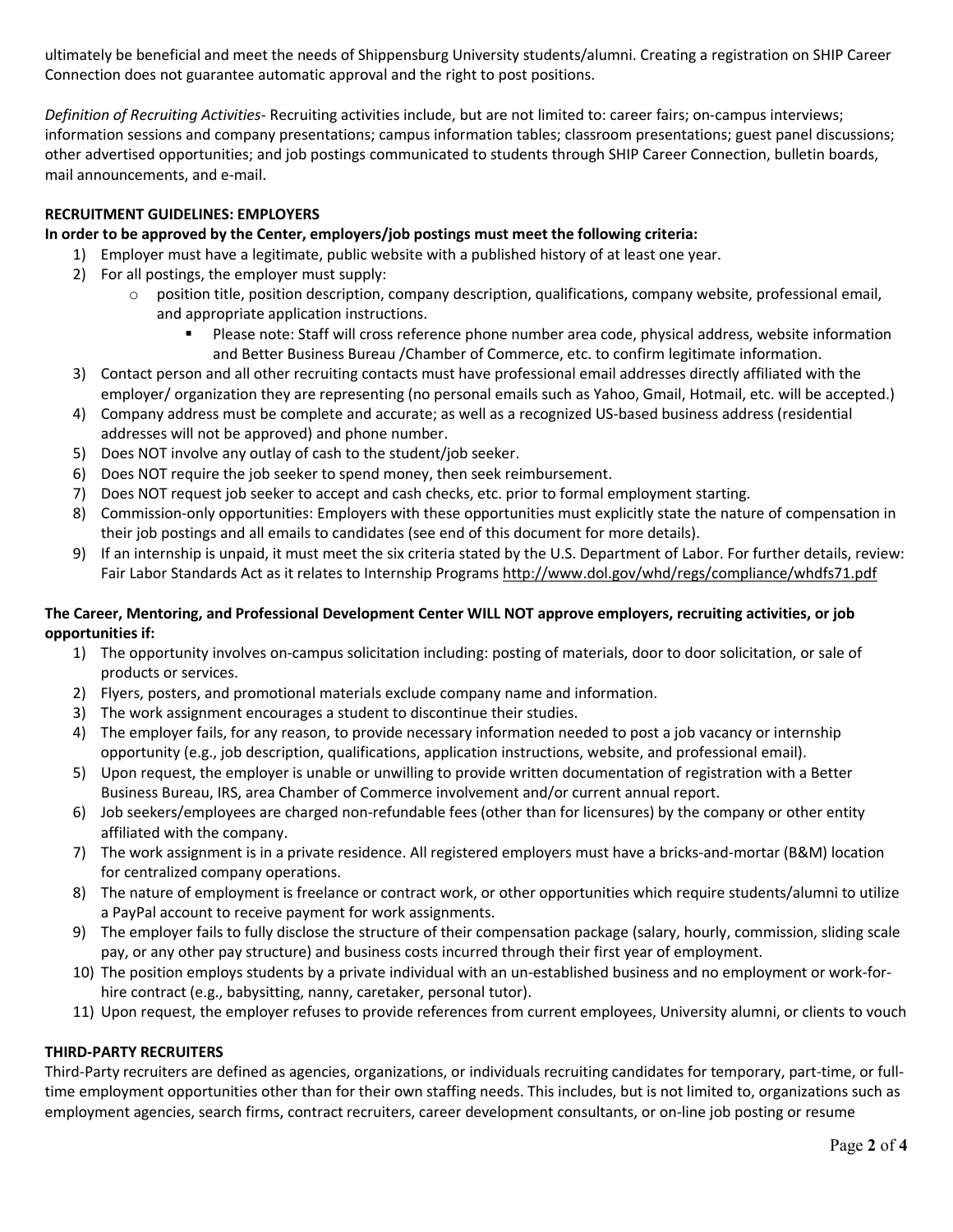ultimately be beneficial and meet the needs of Shippensburg University students/alumni. Creating a registration on SHIP Career Connection does not guarantee automatic approval and the right to post positions.

*Definition of Recruiting Activities*- Recruiting activities include, but are not limited to: career fairs; on-campus interviews; information sessions and company presentations; campus information tables; classroom presentations; guest panel discussions; other advertised opportunities; and job postings communicated to students through SHIP Career Connection, bulletin boards, mail announcements, and e-mail.

**RECRUITMENT GUIDELINES: EMPLOYERS**

**In order to be approved by the Center, employers/job postings must meet the following criteria:**

1) Employer must have a legitimate, public website with a published history of at least one year.
2) For all postings, the employer must supply:
   - position title, position description, company description, qualifications, company website, professional email, and appropriate application instructions.
     - Please note: Staff will cross reference phone number area code, physical address, website information and Better Business Bureau /Chamber of Commerce, etc. to confirm legitimate information.
3) Contact person and all other recruiting contacts must have professional email addresses directly affiliated with the employer/ organization they are representing (no personal emails such as Yahoo, Gmail, Hotmail, etc. will be accepted.)
4) Company address must be complete and accurate; as well as a recognized US-based business address (residential addresses will not be approved) and phone number.
5) Does NOT involve any outlay of cash to the student/job seeker.
6) Does NOT require the job seeker to spend money, then seek reimbursement.
7) Does NOT request job seeker to accept and cash checks, etc. prior to formal employment starting.
8) Commission-only opportunities: Employers with these opportunities must explicitly state the nature of compensation in their job postings and all emails to candidates (see end of this document for more details).
9) If an internship is unpaid, it must meet the six criteria stated by the U.S. Department of Labor. For further details, review: Fair Labor Standards Act as it relates to Internship Programs http://www.dol.gov/whd/regs/compliance/whdfs71.pdf

**The Career, Mentoring, and Professional Development Center WILL NOT approve employers, recruiting activities, or job opportunities if:**

1) The opportunity involves on-campus solicitation including: posting of materials, door to door solicitation, or sale of products or services.
2) Flyers, posters, and promotional materials exclude company name and information.
3) The work assignment encourages a student to discontinue their studies.
4) The employer fails, for any reason, to provide necessary information needed to post a job vacancy or internship opportunity (e.g., job description, qualifications, application instructions, website, and professional email).
5) Upon request, the employer is unable or unwilling to provide written documentation of registration with a Better Business Bureau, IRS, area Chamber of Commerce involvement and/or current annual report.
6) Job seekers/employees are charged non-refundable fees (other than for licensures) by the company or other entity affiliated with the company.
7) The work assignment is in a private residence. All registered employers must have a bricks-and-mortar (B&M) location for centralized company operations.
8) The nature of employment is freelance or contract work, or other opportunities which require students/alumni to utilize a PayPal account to receive payment for work assignments.
9) The employer fails to fully disclose the structure of their compensation package (salary, hourly, commission, sliding scale pay, or any other pay structure) and business costs incurred through their first year of employment.
10) The position employs students by a private individual with an un-established business and no employment or work-for-hire contract (e.g., babysitting, nanny, caretaker, personal tutor).
11) Upon request, the employer refuses to provide references from current employees, University alumni, or clients to vouch

**THIRD-PARTY RECRUITERS**

Third-Party recruiters are defined as agencies, organizations, or individuals recruiting candidates for temporary, part-time, or full-time employment opportunities other than for their own staffing needs. This includes, but is not limited to, organizations such as employment agencies, search firms, contract recruiters, career development consultants, or on-line job posting or resume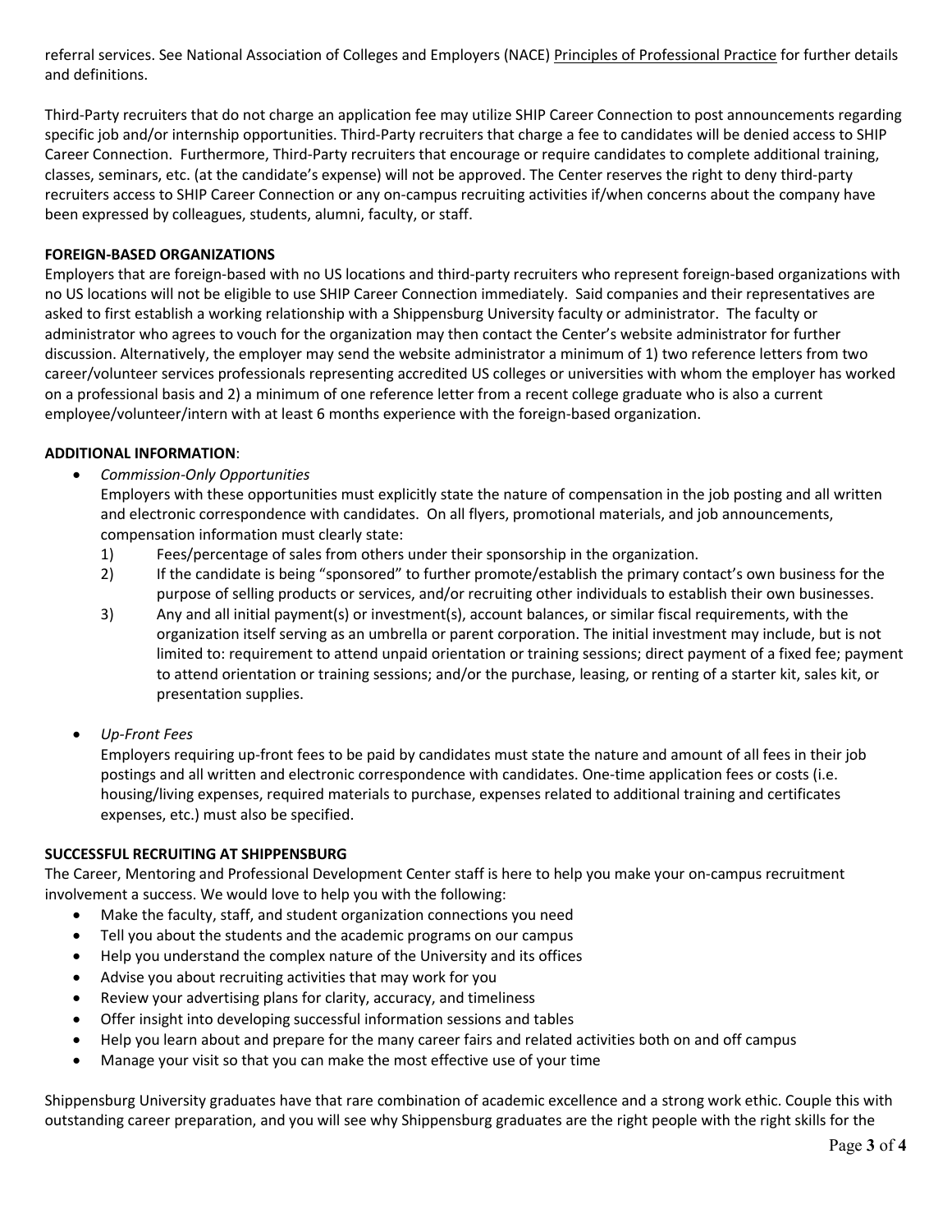referral services. See National Association of Colleges and Employers (NACE) Principles of Professional Practice for further details and definitions.

Third-Party recruiters that do not charge an application fee may utilize SHIP Career Connection to post announcements regarding specific job and/or internship opportunities. Third-Party recruiters that charge a fee to candidates will be denied access to SHIP Career Connection. Furthermore, Third-Party recruiters that encourage or require candidates to complete additional training, classes, seminars, etc. (at the candidate's expense) will not be approved. The Center reserves the right to deny third-party recruiters access to SHIP Career Connection or any on-campus recruiting activities if/when concerns about the company have been expressed by colleagues, students, alumni, faculty, or staff.

**FOREIGN-BASED ORGANIZATIONS**

Employers that are foreign-based with no US locations and third-party recruiters who represent foreign-based organizations with no US locations will not be eligible to use SHIP Career Connection immediately. Said companies and their representatives are asked to first establish a working relationship with a Shippensburg University faculty or administrator. The faculty or administrator who agrees to vouch for the organization may then contact the Center's website administrator for further discussion. Alternatively, the employer may send the website administrator a minimum of 1) two reference letters from two career/volunteer services professionals representing accredited US colleges or universities with whom the employer has worked on a professional basis and 2) a minimum of one reference letter from a recent college graduate who is also a current employee/volunteer/intern with at least 6 months experience with the foreign-based organization.

**ADDITIONAL INFORMATION**:

- *Commission-Only Opportunities*
  Employers with these opportunities must explicitly state the nature of compensation in the job posting and all written and electronic correspondence with candidates. On all flyers, promotional materials, and job announcements, compensation information must clearly state:
  1) Fees/percentage of sales from others under their sponsorship in the organization.
  2) If the candidate is being "sponsored" to further promote/establish the primary contact's own business for the purpose of selling products or services, and/or recruiting other individuals to establish their own businesses.
  3) Any and all initial payment(s) or investment(s), account balances, or similar fiscal requirements, with the organization itself serving as an umbrella or parent corporation. The initial investment may include, but is not limited to: requirement to attend unpaid orientation or training sessions; direct payment of a fixed fee; payment to attend orientation or training sessions; and/or the purchase, leasing, or renting of a starter kit, sales kit, or presentation supplies.

- *Up-Front Fees*
  Employers requiring up-front fees to be paid by candidates must state the nature and amount of all fees in their job postings and all written and electronic correspondence with candidates. One-time application fees or costs (i.e. housing/living expenses, required materials to purchase, expenses related to additional training and certificates expenses, etc.) must also be specified.

**SUCCESSFUL RECRUITING AT SHIPPENSBURG**

The Career, Mentoring and Professional Development Center staff is here to help you make your on-campus recruitment involvement a success. We would love to help you with the following:

- Make the faculty, staff, and student organization connections you need
- Tell you about the students and the academic programs on our campus
- Help you understand the complex nature of the University and its offices
- Advise you about recruiting activities that may work for you
- Review your advertising plans for clarity, accuracy, and timeliness
- Offer insight into developing successful information sessions and tables
- Help you learn about and prepare for the many career fairs and related activities both on and off campus
- Manage your visit so that you can make the most effective use of your time

Shippensburg University graduates have that rare combination of academic excellence and a strong work ethic. Couple this with outstanding career preparation, and you will see why Shippensburg graduates are the right people with the right skills for the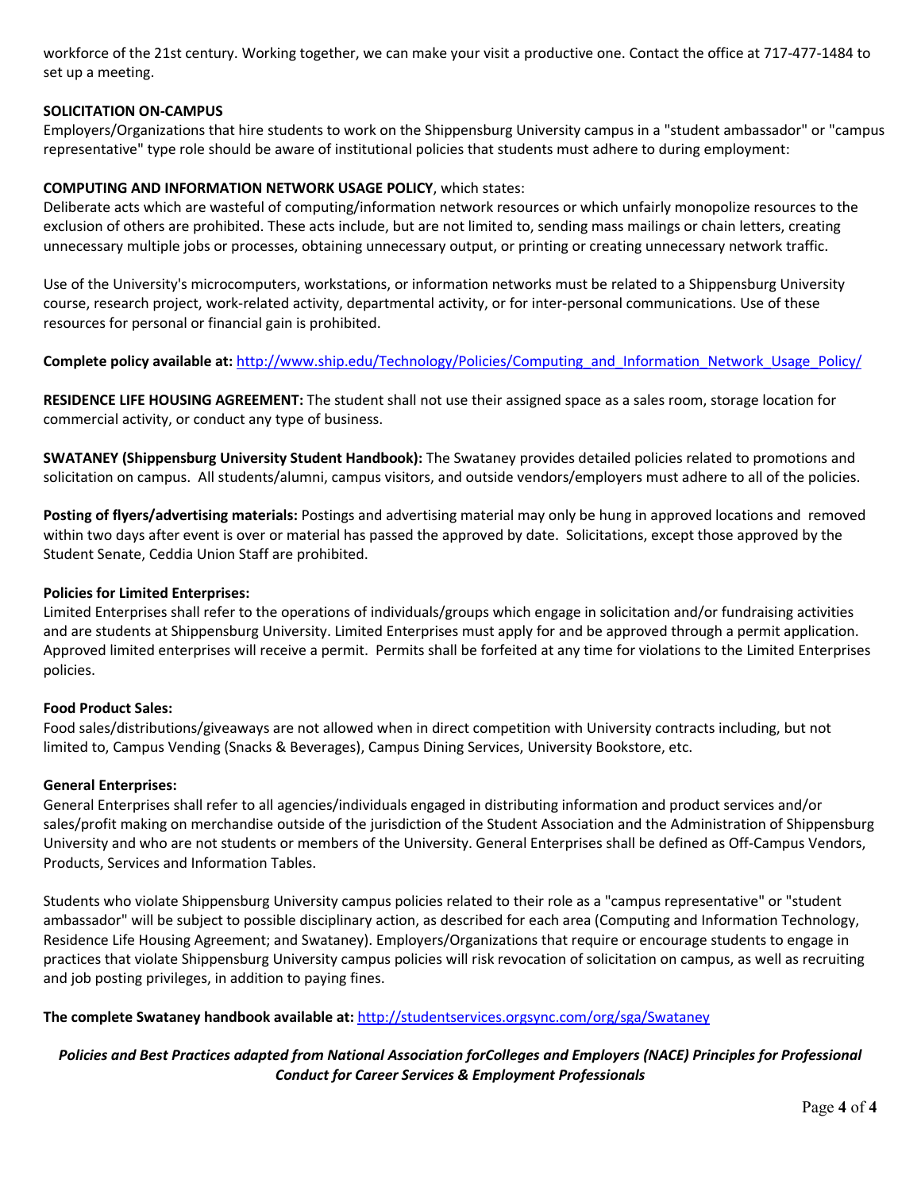workforce of the 21st century. Working together, we can make your visit a productive one. Contact the office at 717-477-1484 to set up a meeting.

**SOLICITATION ON-CAMPUS**

Employers/Organizations that hire students to work on the Shippensburg University campus in a "student ambassador" or "campus representative" type role should be aware of institutional policies that students must adhere to during employment:

**COMPUTING AND INFORMATION NETWORK USAGE POLICY**, which states:

Deliberate acts which are wasteful of computing/information network resources or which unfairly monopolize resources to the exclusion of others are prohibited. These acts include, but are not limited to, sending mass mailings or chain letters, creating unnecessary multiple jobs or processes, obtaining unnecessary output, or printing or creating unnecessary network traffic.

Use of the University's microcomputers, workstations, or information networks must be related to a Shippensburg University course, research project, work-related activity, departmental activity, or for inter-personal communications. Use of these resources for personal or financial gain is prohibited.

**Complete policy available at:** http://www.ship.edu/Technology/Policies/Computing_and_Information_Network_Usage_Policy/

**RESIDENCE LIFE HOUSING AGREEMENT:** The student shall not use their assigned space as a sales room, storage location for commercial activity, or conduct any type of business.

**SWATANEY (Shippensburg University Student Handbook):** The Swataney provides detailed policies related to promotions and solicitation on campus. All students/alumni, campus visitors, and outside vendors/employers must adhere to all of the policies.

**Posting of flyers/advertising materials:** Postings and advertising material may only be hung in approved locations and removed within two days after event is over or material has passed the approved by date. Solicitations, except those approved by the Student Senate, Ceddia Union Staff are prohibited.

**Policies for Limited Enterprises:**

Limited Enterprises shall refer to the operations of individuals/groups which engage in solicitation and/or fundraising activities and are students at Shippensburg University. Limited Enterprises must apply for and be approved through a permit application. Approved limited enterprises will receive a permit. Permits shall be forfeited at any time for violations to the Limited Enterprises policies.

**Food Product Sales:**

Food sales/distributions/giveaways are not allowed when in direct competition with University contracts including, but not limited to, Campus Vending (Snacks & Beverages), Campus Dining Services, University Bookstore, etc.

**General Enterprises:**

General Enterprises shall refer to all agencies/individuals engaged in distributing information and product services and/or sales/profit making on merchandise outside of the jurisdiction of the Student Association and the Administration of Shippensburg University and who are not students or members of the University. General Enterprises shall be defined as Off-Campus Vendors, Products, Services and Information Tables.

Students who violate Shippensburg University campus policies related to their role as a "campus representative" or "student ambassador" will be subject to possible disciplinary action, as described for each area (Computing and Information Technology, Residence Life Housing Agreement; and Swataney). Employers/Organizations that require or encourage students to engage in practices that violate Shippensburg University campus policies will risk revocation of solicitation on campus, as well as recruiting and job posting privileges, in addition to paying fines.

**The complete Swataney handbook available at:** http://studentservices.orgsync.com/org/sga/Swataney

***Policies and Best Practices adapted from National Association forColleges and Employers (NACE) Principles for Professional Conduct for Career Services & Employment Professionals***